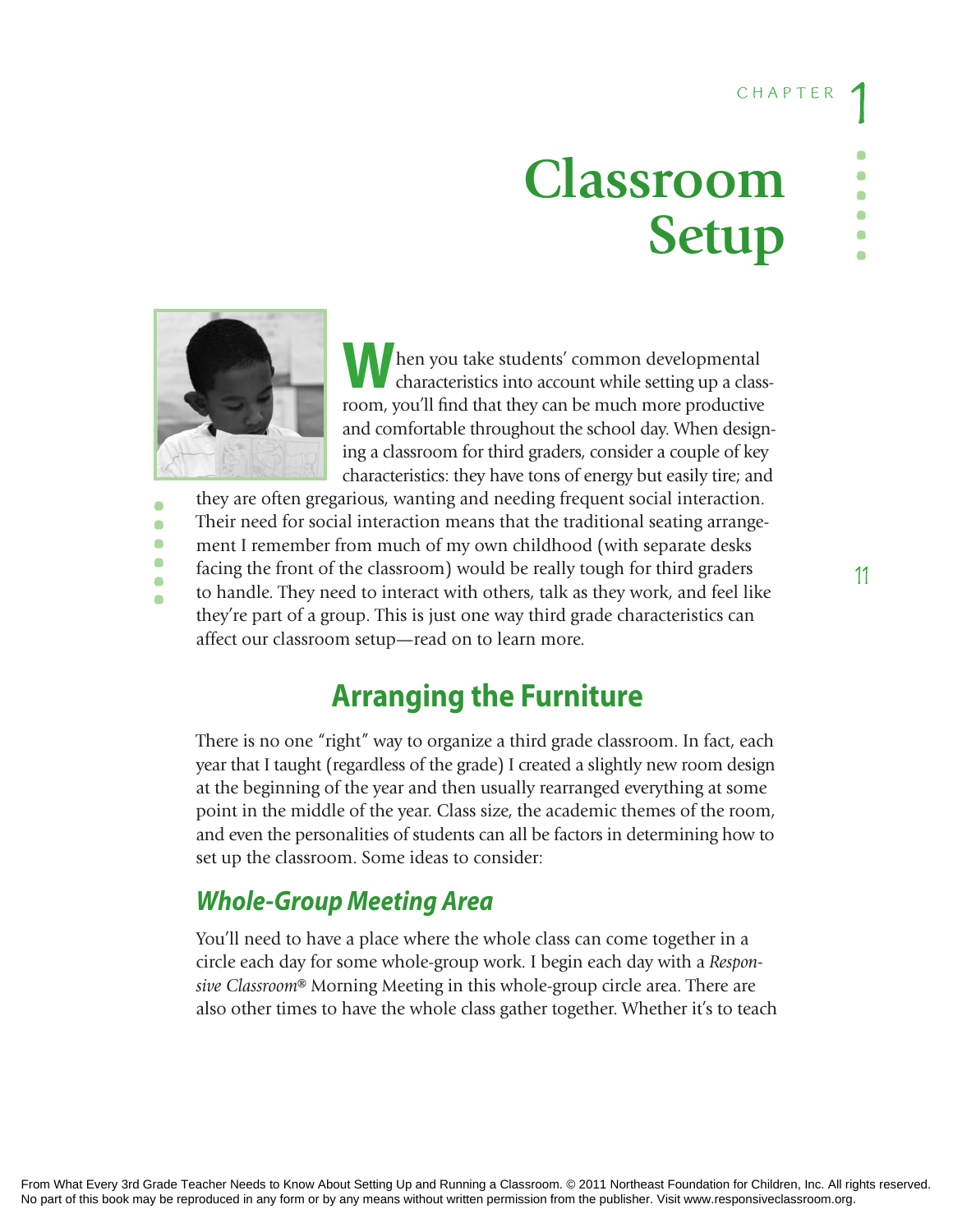CHAPTER 1

# Classroom Setup

When you take students' common developmental characteristics into account while setting up a classroom, you'll find that they can be much more productive and comfortable throughout the school day. When designing a classroom for third graders, consider a couple of key characteristics: they have tons of energy but easily tire; and they are often gregarious, wanting and needing frequent social interaction. Their need for social interaction means that the traditional seating arrangement I remember from much of my own childhood (with separate desks facing the front of the classroom) would be really tough for third graders to handle. They need to interact with others, talk as they work, and feel like they're part of a group. This is just one way third grade characteristics can affect our classroom setup—read on to learn more.

## Arranging the Furniture

There is no one "right" way to organize a third grade classroom. In fact, each year that I taught (regardless of the grade) I created a slightly new room design at the beginning of the year and then usually rearranged everything at some point in the middle of the year. Class size, the academic themes of the room, and even the personalities of students can all be factors in determining how to set up the classroom. Some ideas to consider:

### *Whole-Group Meeting Area*

You'll need to have a place where the whole class can come together in a circle each day for some whole-group work. I begin each day with a *Responsive Classroom*® Morning Meeting in this whole-group circle area. There are also other times to have the whole class gather together. Whether it's to teach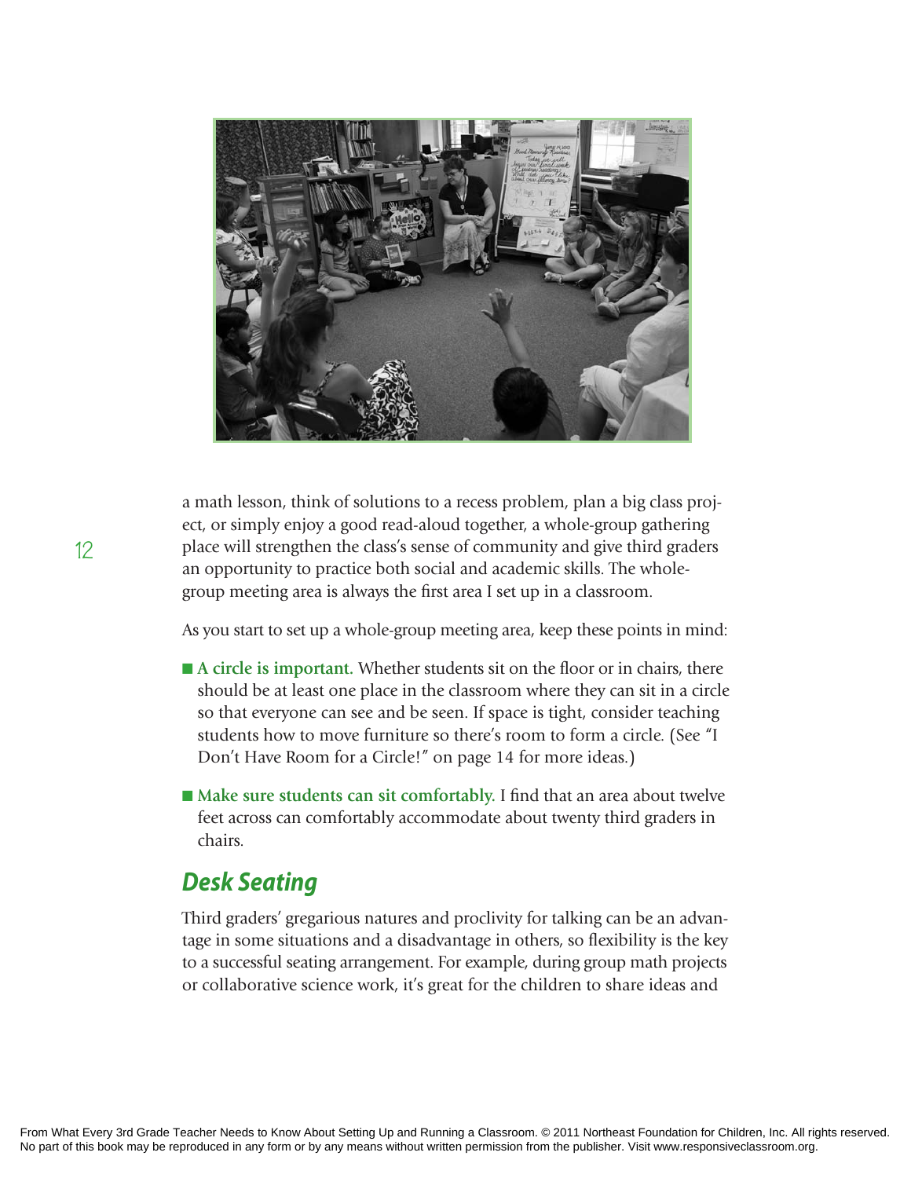a math lesson, think of solutions to a recess problem, plan a big class project, or simply enjoy a good read-aloud together, a whole-group gathering place will strengthen the class's sense of community and give third graders an opportunity to practice both social and academic skills. The whole-group meeting area is always the first area I set up in a classroom.

As you start to set up a whole-group meeting area, keep these points in mind:

- **A circle is important.** Whether students sit on the floor or in chairs, there should be at least one place in the classroom where they can sit in a circle so that everyone can see and be seen. If space is tight, consider teaching students how to move furniture so there's room to form a circle. (See "I Don't Have Room for a Circle!" on page 14 for more ideas.)
- **Make sure students can sit comfortably.** I find that an area about twelve feet across can comfortably accommodate about twenty third graders in chairs.

## *Desk Seating*

Third graders' gregarious natures and proclivity for talking can be an advantage in some situations and a disadvantage in others, so flexibility is the key to a successful seating arrangement. For example, during group math projects or collaborative science work, it's great for the children to share ideas and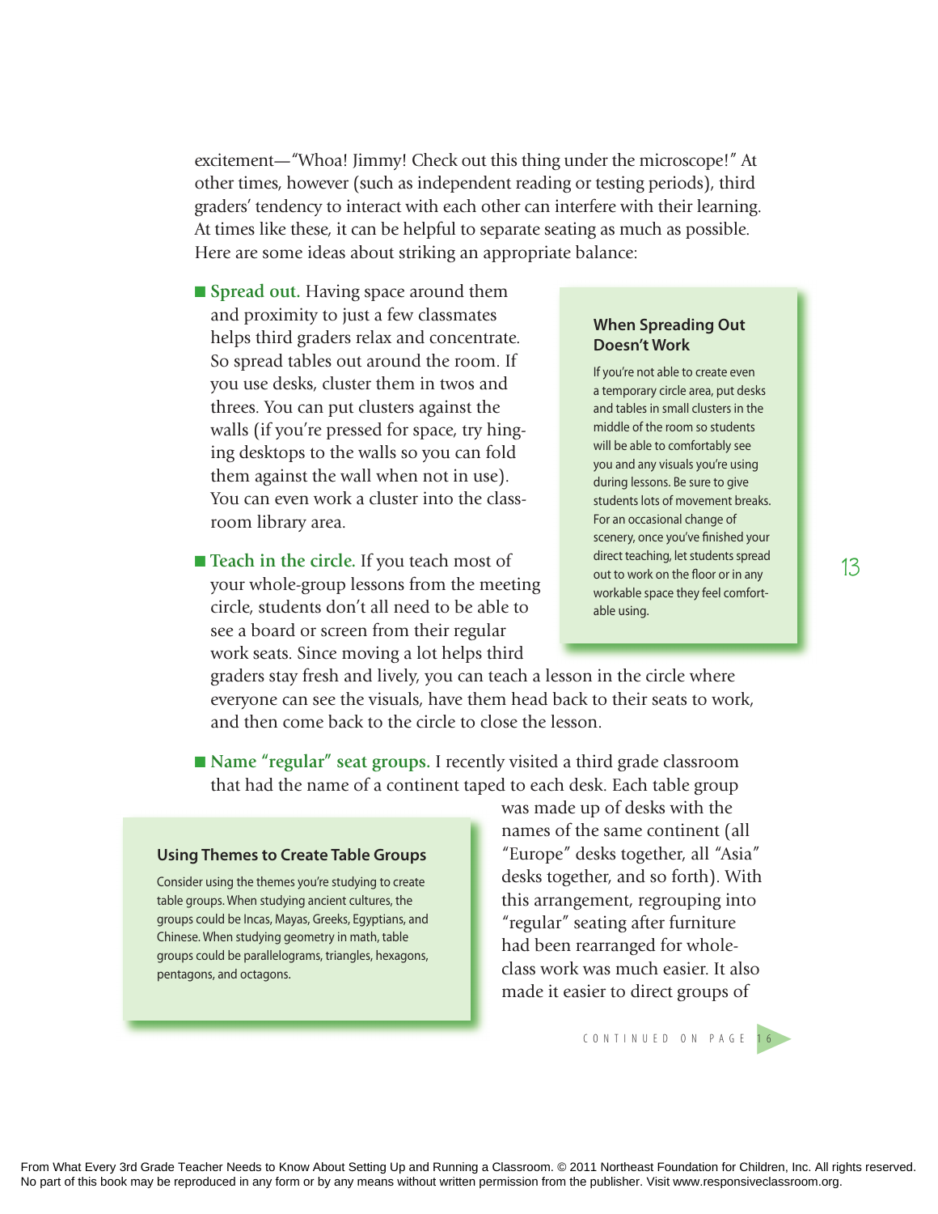excitement—"Whoa! Jimmy! Check out this thing under the microscope!" At other times, however (such as independent reading or testing periods), third graders' tendency to interact with each other can interfere with their learning. At times like these, it can be helpful to separate seating as much as possible. Here are some ideas about striking an appropriate balance:

- **Spread out.** Having space around them and proximity to just a few classmates helps third graders relax and concentrate. So spread tables out around the room. If you use desks, cluster them in twos and threes. You can put clusters against the walls (if you're pressed for space, try hinging desktops to the walls so you can fold them against the wall when not in use). You can even work a cluster into the classroom library area.

- **Teach in the circle.** If you teach most of your whole-group lessons from the meeting circle, students don't all need to be able to see a board or screen from their regular work seats. Since moving a lot helps third graders stay fresh and lively, you can teach a lesson in the circle where everyone can see the visuals, have them head back to their seats to work, and then come back to the circle to close the lesson.

- **Name "regular" seat groups.** I recently visited a third grade classroom that had the name of a continent taped to each desk. Each table group was made up of desks with the names of the same continent (all "Europe" desks together, all "Asia" desks together, and so forth). With this arrangement, regrouping into "regular" seating after furniture had been rearranged for whole-class work was much easier. It also made it easier to direct groups of

CONTINUED ON PAGE 16

### When Spreading Out Doesn't Work

If you're not able to create even a temporary circle area, put desks and tables in small clusters in the middle of the room so students will be able to comfortably see you and any visuals you're using during lessons. Be sure to give students lots of movement breaks. For an occasional change of scenery, once you've finished your direct teaching, let students spread out to work on the floor or in any workable space they feel comfortable using.

### Using Themes to Create Table Groups

Consider using the themes you're studying to create table groups. When studying ancient cultures, the groups could be Incas, Mayas, Greeks, Egyptians, and Chinese. When studying geometry in math, table groups could be parallelograms, triangles, hexagons, pentagons, and octagons.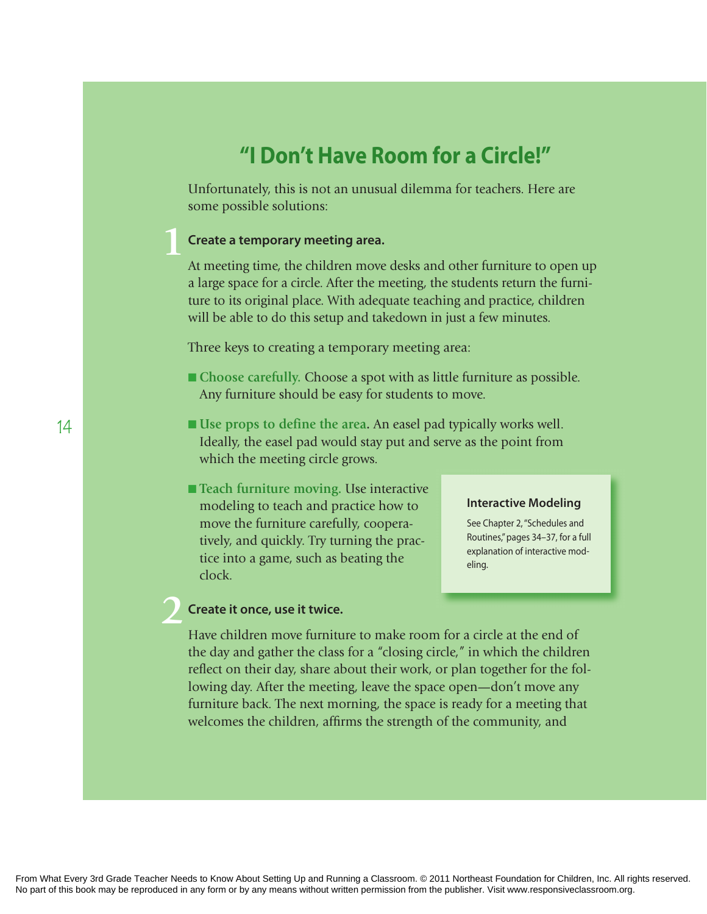## "I Don't Have Room for a Circle!"

Unfortunately, this is not an unusual dilemma for teachers. Here are some possible solutions:

### 1 Create a temporary meeting area.

At meeting time, the children move desks and other furniture to open up a large space for a circle. After the meeting, the students return the furniture to its original place. With adequate teaching and practice, children will be able to do this setup and takedown in just a few minutes.

Three keys to creating a temporary meeting area:

- **Choose carefully.** Choose a spot with as little furniture as possible. Any furniture should be easy for students to move.
- **Use props to define the area.** An easel pad typically works well. Ideally, the easel pad would stay put and serve as the point from which the meeting circle grows.
- **Teach furniture moving.** Use interactive modeling to teach and practice how to move the furniture carefully, cooperatively, and quickly. Try turning the practice into a game, such as beating the clock.

> **Interactive Modeling**
>
> See Chapter 2, "Schedules and Routines," pages 34–37, for a full explanation of interactive modeling.

### 2 Create it once, use it twice.

Have children move furniture to make room for a circle at the end of the day and gather the class for a "closing circle," in which the children reflect on their day, share about their work, or plan together for the following day. After the meeting, leave the space open—don't move any furniture back. The next morning, the space is ready for a meeting that welcomes the children, affirms the strength of the community, and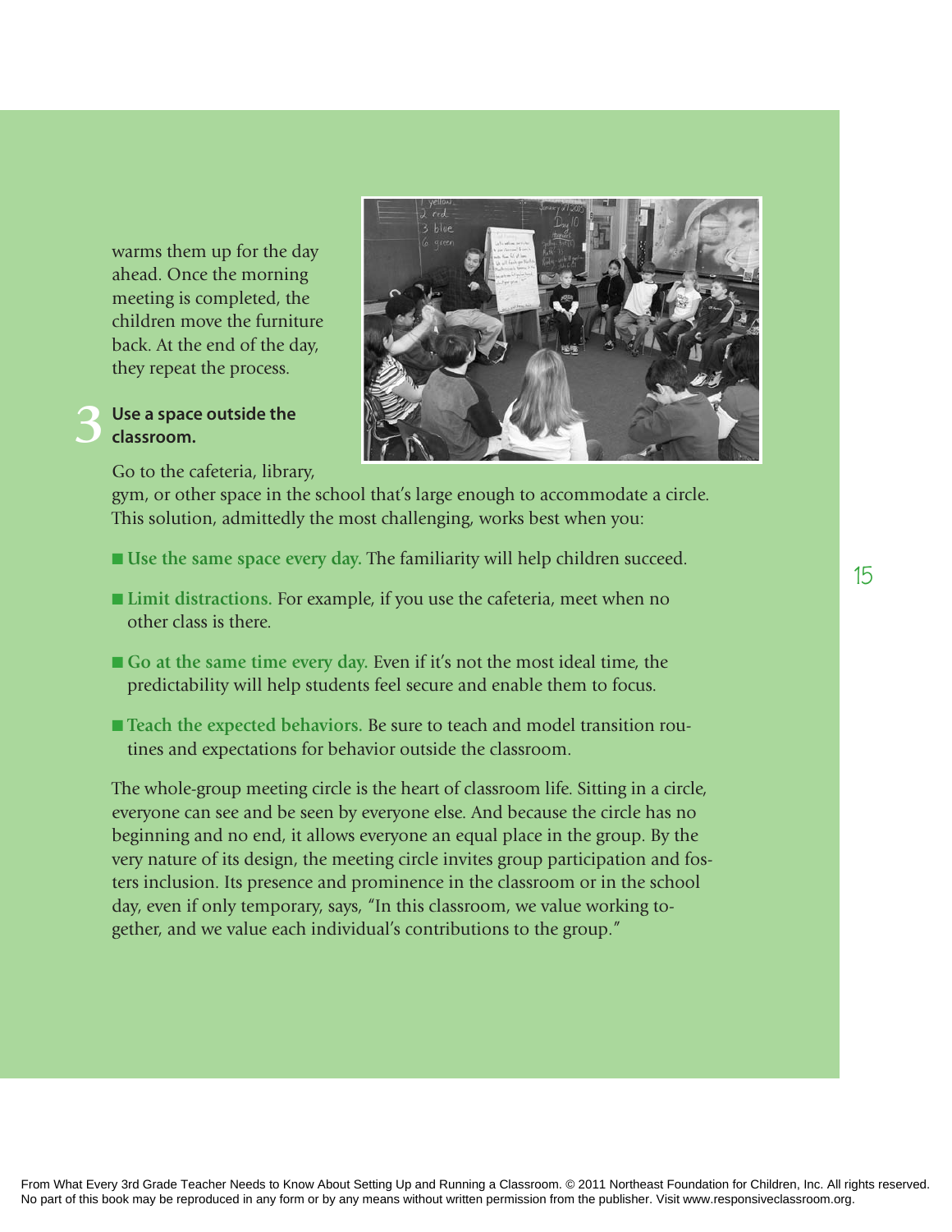warms them up for the day ahead. Once the morning meeting is completed, the children move the furniture back. At the end of the day, they repeat the process.

### 3 Use a space outside the classroom.

Go to the cafeteria, library, gym, or other space in the school that's large enough to accommodate a circle. This solution, admittedly the most challenging, works best when you:

- **Use the same space every day.** The familiarity will help children succeed.
- **Limit distractions.** For example, if you use the cafeteria, meet when no other class is there.
- **Go at the same time every day.** Even if it's not the most ideal time, the predictability will help students feel secure and enable them to focus.
- **Teach the expected behaviors.** Be sure to teach and model transition routines and expectations for behavior outside the classroom.

The whole-group meeting circle is the heart of classroom life. Sitting in a circle, everyone can see and be seen by everyone else. And because the circle has no beginning and no end, it allows everyone an equal place in the group. By the very nature of its design, the meeting circle invites group participation and fosters inclusion. Its presence and prominence in the classroom or in the school day, even if only temporary, says, "In this classroom, we value working together, and we value each individual's contributions to the group."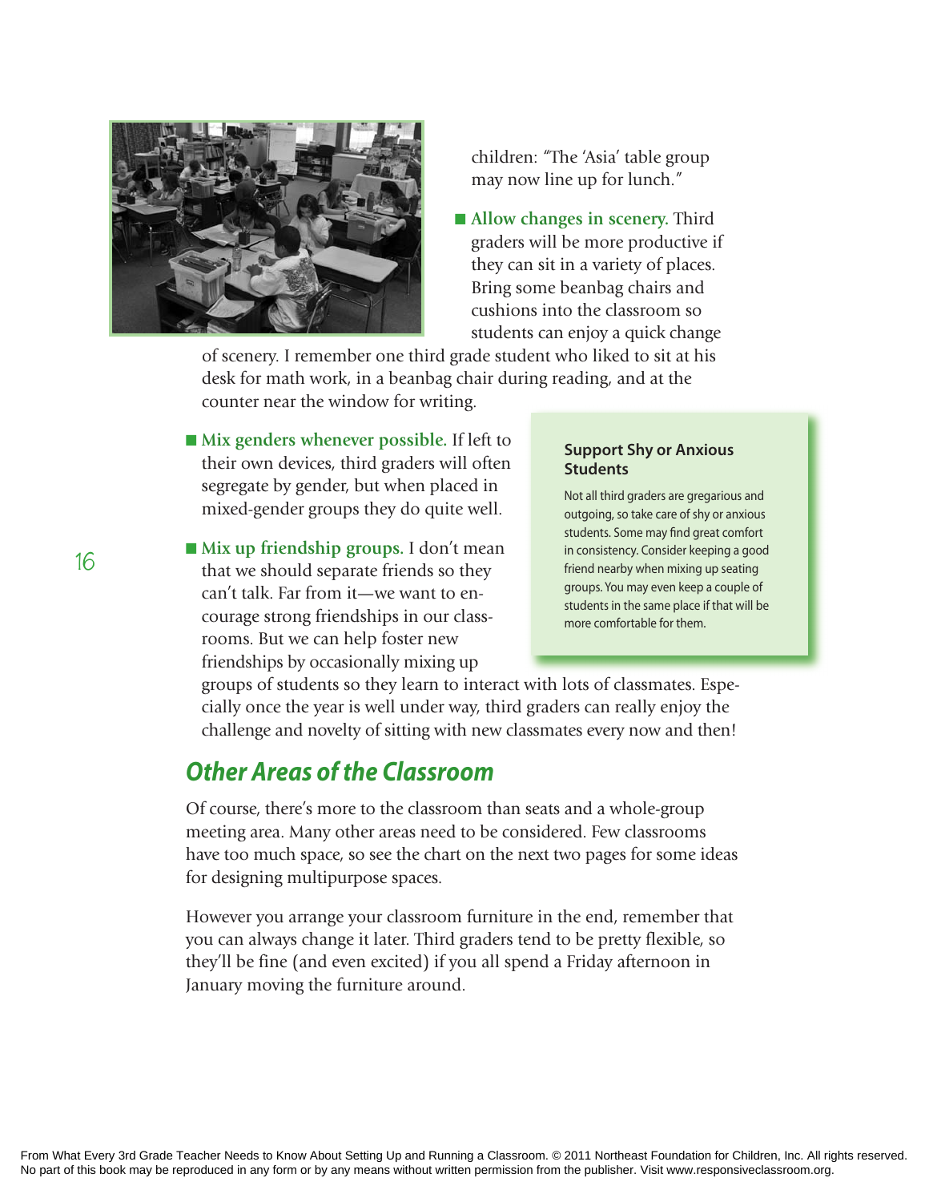children: "The 'Asia' table group may now line up for lunch."

- **Allow changes in scenery.** Third graders will be more productive if they can sit in a variety of places. Bring some beanbag chairs and cushions into the classroom so students can enjoy a quick change of scenery. I remember one third grade student who liked to sit at his desk for math work, in a beanbag chair during reading, and at the counter near the window for writing.

- **Mix genders whenever possible.** If left to their own devices, third graders will often segregate by gender, but when placed in mixed-gender groups they do quite well.

- **Mix up friendship groups.** I don't mean that we should separate friends so they can't talk. Far from it—we want to encourage strong friendships in our classrooms. But we can help foster new friendships by occasionally mixing up groups of students so they learn to interact with lots of classmates. Especially once the year is well under way, third graders can really enjoy the challenge and novelty of sitting with new classmates every now and then!

> **Support Shy or Anxious Students**
>
> Not all third graders are gregarious and outgoing, so take care of shy or anxious students. Some may find great comfort in consistency. Consider keeping a good friend nearby when mixing up seating groups. You may even keep a couple of students in the same place if that will be more comfortable for them.

## *Other Areas of the Classroom*

Of course, there's more to the classroom than seats and a whole-group meeting area. Many other areas need to be considered. Few classrooms have too much space, so see the chart on the next two pages for some ideas for designing multipurpose spaces.

However you arrange your classroom furniture in the end, remember that you can always change it later. Third graders tend to be pretty flexible, so they'll be fine (and even excited) if you all spend a Friday afternoon in January moving the furniture around.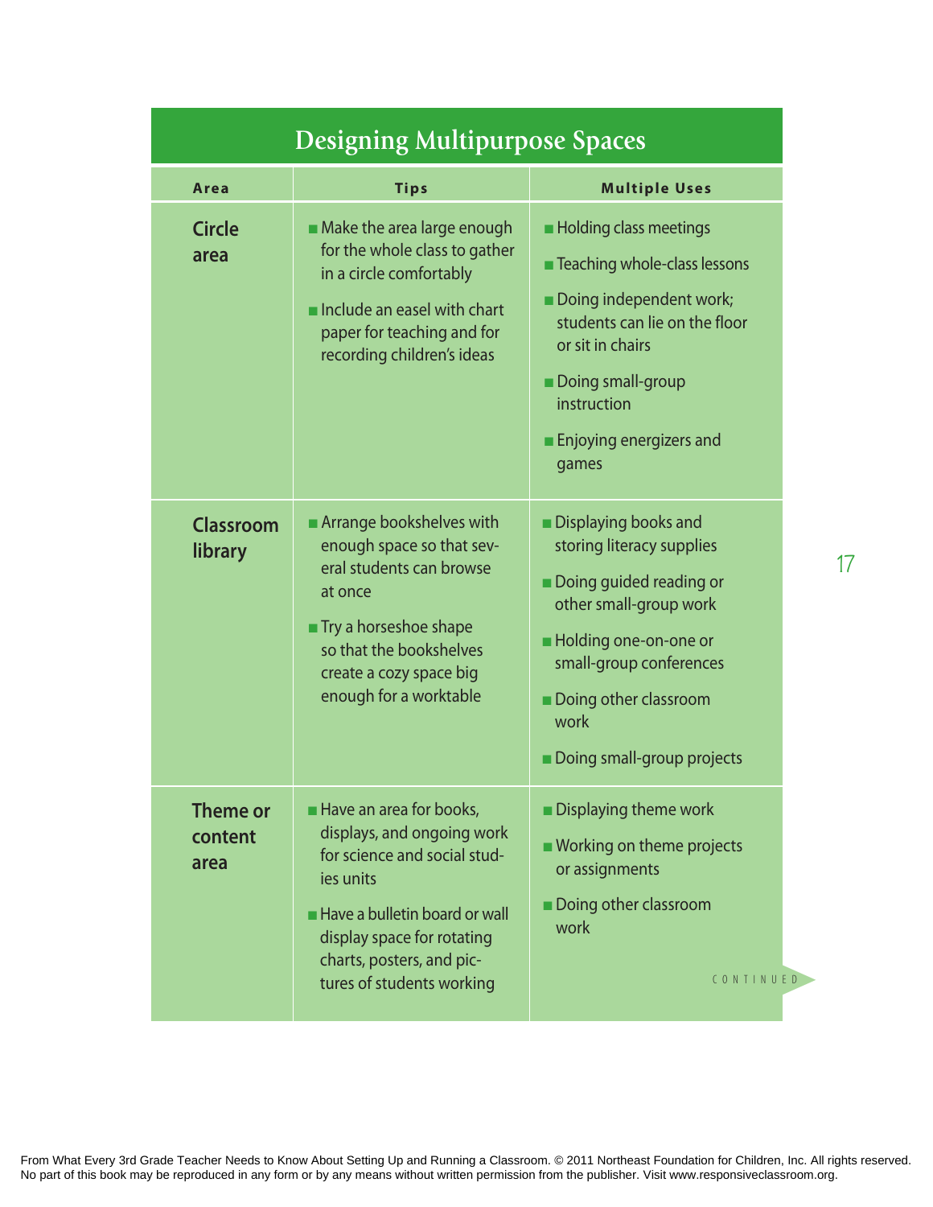## Designing Multipurpose Spaces

| Area | Tips | Multiple Uses |
|---|---|---|
| **Circle area** | ■ Make the area large enough for the whole class to gather in a circle comfortably<br>■ Include an easel with chart paper for teaching and for recording children's ideas | ■ Holding class meetings<br>■ Teaching whole-class lessons<br>■ Doing independent work; students can lie on the floor or sit in chairs<br>■ Doing small-group instruction<br>■ Enjoying energizers and games |
| **Classroom library** | ■ Arrange bookshelves with enough space so that several students can browse at once<br>■ Try a horseshoe shape so that the bookshelves create a cozy space big enough for a worktable | ■ Displaying books and storing literacy supplies<br>■ Doing guided reading or other small-group work<br>■ Holding one-on-one or small-group conferences<br>■ Doing other classroom work<br>■ Doing small-group projects |
| **Theme or content area** | ■ Have an area for books, displays, and ongoing work for science and social studies units<br>■ Have a bulletin board or wall display space for rotating charts, posters, and pictures of students working | ■ Displaying theme work<br>■ Working on theme projects or assignments<br>■ Doing other classroom work |

CONTINUED

From What Every 3rd Grade Teacher Needs to Know About Setting Up and Running a Classroom. © 2011 Northeast Foundation for Children, Inc. All rights reserved. No part of this book may be reproduced in any form or by any means without written permission from the publisher. Visit www.responsiveclassroom.org.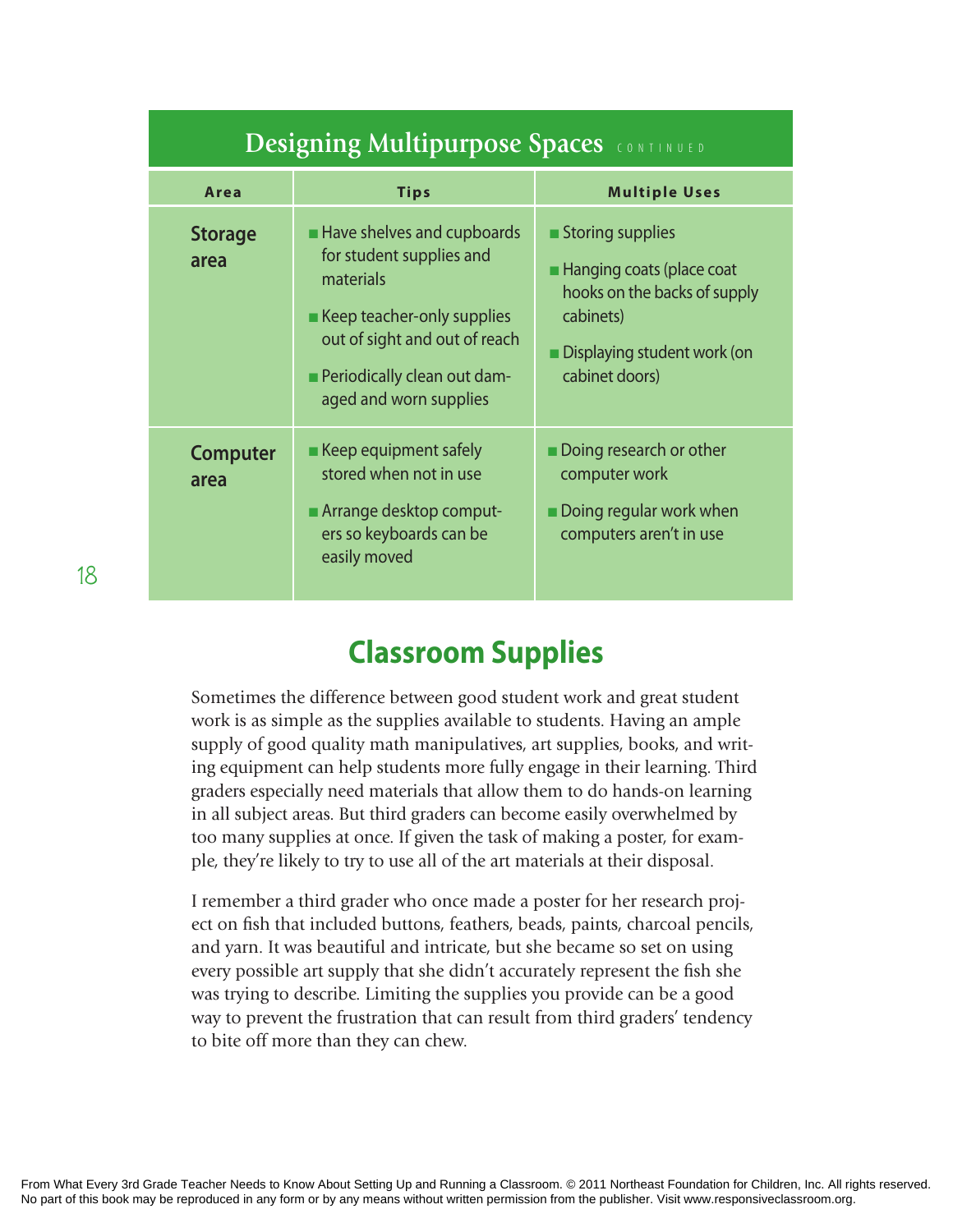## Designing Multipurpose Spaces CONTINUED

| Area | Tips | Multiple Uses |
|---|---|---|
| **Storage area** | ■ Have shelves and cupboards for student supplies and materials<br>■ Keep teacher-only supplies out of sight and out of reach<br>■ Periodically clean out damaged and worn supplies | ■ Storing supplies<br>■ Hanging coats (place coat hooks on the backs of supply cabinets)<br>■ Displaying student work (on cabinet doors) |
| **Computer area** | ■ Keep equipment safely stored when not in use<br>■ Arrange desktop computers so keyboards can be easily moved | ■ Doing research or other computer work<br>■ Doing regular work when computers aren't in use |

## Classroom Supplies

Sometimes the difference between good student work and great student work is as simple as the supplies available to students. Having an ample supply of good quality math manipulatives, art supplies, books, and writing equipment can help students more fully engage in their learning. Third graders especially need materials that allow them to do hands-on learning in all subject areas. But third graders can become easily overwhelmed by too many supplies at once. If given the task of making a poster, for example, they're likely to try to use all of the art materials at their disposal.

I remember a third grader who once made a poster for her research project on fish that included buttons, feathers, beads, paints, charcoal pencils, and yarn. It was beautiful and intricate, but she became so set on using every possible art supply that she didn't accurately represent the fish she was trying to describe. Limiting the supplies you provide can be a good way to prevent the frustration that can result from third graders' tendency to bite off more than they can chew.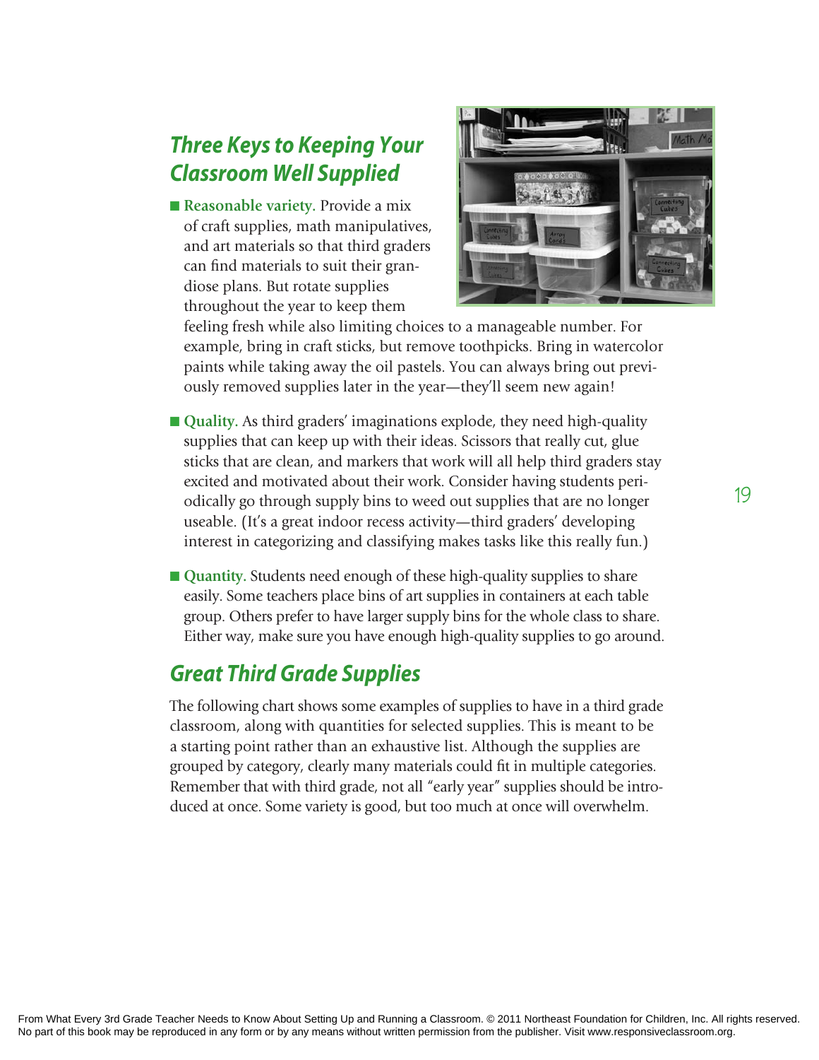## *Three Keys to Keeping Your Classroom Well Supplied*

- **Reasonable variety.** Provide a mix of craft supplies, math manipulatives, and art materials so that third graders can find materials to suit their grandiose plans. But rotate supplies throughout the year to keep them feeling fresh while also limiting choices to a manageable number. For example, bring in craft sticks, but remove toothpicks. Bring in watercolor paints while taking away the oil pastels. You can always bring out previously removed supplies later in the year—they'll seem new again!

- **Quality.** As third graders' imaginations explode, they need high-quality supplies that can keep up with their ideas. Scissors that really cut, glue sticks that are clean, and markers that work will all help third graders stay excited and motivated about their work. Consider having students periodically go through supply bins to weed out supplies that are no longer useable. (It's a great indoor recess activity—third graders' developing interest in categorizing and classifying makes tasks like this really fun.)

- **Quantity.** Students need enough of these high-quality supplies to share easily. Some teachers place bins of art supplies in containers at each table group. Others prefer to have larger supply bins for the whole class to share. Either way, make sure you have enough high-quality supplies to go around.

## *Great Third Grade Supplies*

The following chart shows some examples of supplies to have in a third grade classroom, along with quantities for selected supplies. This is meant to be a starting point rather than an exhaustive list. Although the supplies are grouped by category, clearly many materials could fit in multiple categories. Remember that with third grade, not all "early year" supplies should be introduced at once. Some variety is good, but too much at once will overwhelm.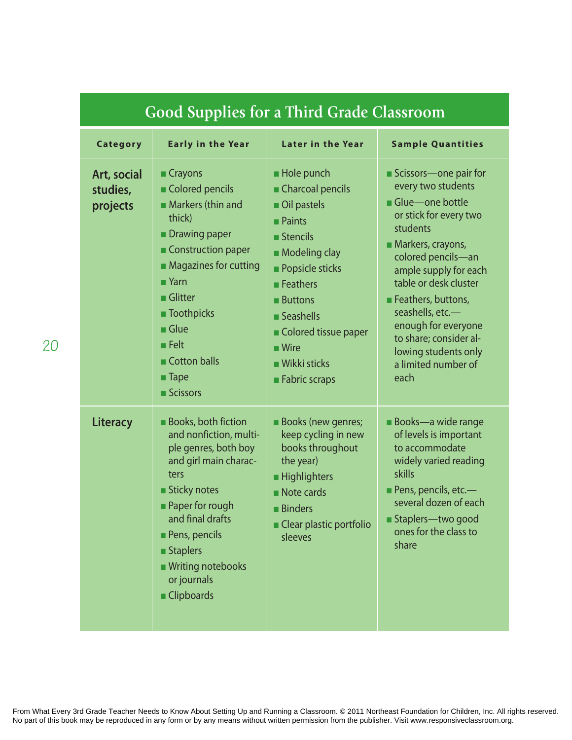## Good Supplies for a Third Grade Classroom

| Category | Early in the Year | Later in the Year | Sample Quantities |
|---|---|---|---|
| **Art, social studies, projects** | ■ Crayons<br>■ Colored pencils<br>■ Markers (thin and thick)<br>■ Drawing paper<br>■ Construction paper<br>■ Magazines for cutting<br>■ Yarn<br>■ Glitter<br>■ Toothpicks<br>■ Glue<br>■ Felt<br>■ Cotton balls<br>■ Tape<br>■ Scissors | ■ Hole punch<br>■ Charcoal pencils<br>■ Oil pastels<br>■ Paints<br>■ Stencils<br>■ Modeling clay<br>■ Popsicle sticks<br>■ Feathers<br>■ Buttons<br>■ Seashells<br>■ Colored tissue paper<br>■ Wire<br>■ Wikki sticks<br>■ Fabric scraps | ■ Scissors—one pair for every two students<br>■ Glue—one bottle or stick for every two students<br>■ Markers, crayons, colored pencils—an ample supply for each table or desk cluster<br>■ Feathers, buttons, seashells, etc.—enough for everyone to share; consider allowing students only a limited number of each |
| **Literacy** | ■ Books, both fiction and nonfiction, multiple genres, both boy and girl main characters<br>■ Sticky notes<br>■ Paper for rough and final drafts<br>■ Pens, pencils<br>■ Staplers<br>■ Writing notebooks or journals<br>■ Clipboards | ■ Books (new genres; keep cycling in new books throughout the year)<br>■ Highlighters<br>■ Note cards<br>■ Binders<br>■ Clear plastic portfolio sleeves | ■ Books—a wide range of levels is important to accommodate widely varied reading skills<br>■ Pens, pencils, etc.—several dozen of each<br>■ Staplers—two good ones for the class to share |

From What Every 3rd Grade Teacher Needs to Know About Setting Up and Running a Classroom. © 2011 Northeast Foundation for Children, Inc. All rights reserved. No part of this book may be reproduced in any form or by any means without written permission from the publisher. Visit www.responsiveclassroom.org.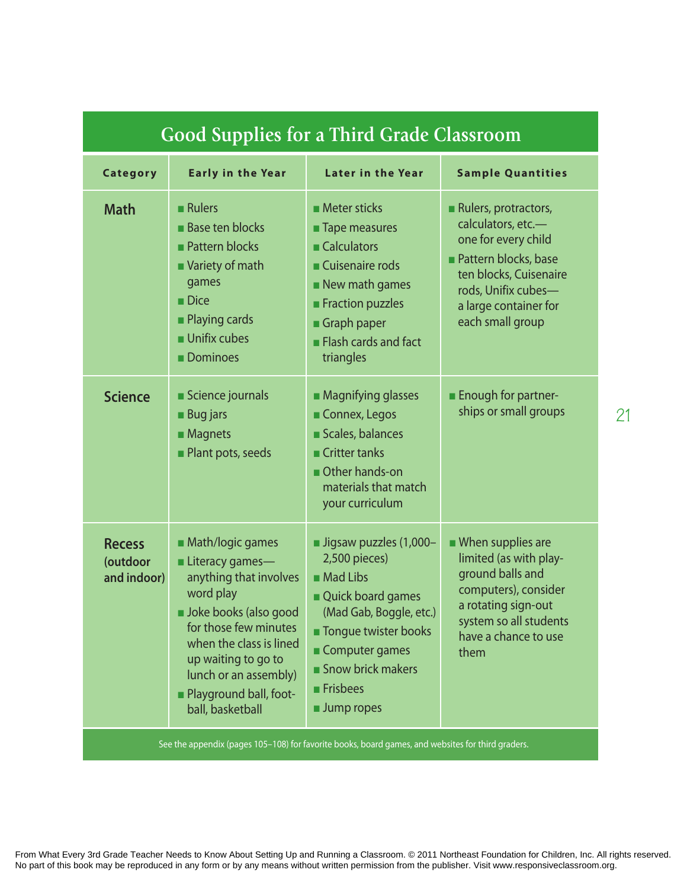## Good Supplies for a Third Grade Classroom

| Category | Early in the Year | Later in the Year | Sample Quantities |
|---|---|---|---|
| **Math** | ■ Rulers<br>■ Base ten blocks<br>■ Pattern blocks<br>■ Variety of math games<br>■ Dice<br>■ Playing cards<br>■ Unifix cubes<br>■ Dominoes | ■ Meter sticks<br>■ Tape measures<br>■ Calculators<br>■ Cuisenaire rods<br>■ New math games<br>■ Fraction puzzles<br>■ Graph paper<br>■ Flash cards and fact triangles | ■ Rulers, protractors, calculators, etc.—one for every child<br>■ Pattern blocks, base ten blocks, Cuisenaire rods, Unifix cubes—a large container for each small group |
| **Science** | ■ Science journals<br>■ Bug jars<br>■ Magnets<br>■ Plant pots, seeds | ■ Magnifying glasses<br>■ Connex, Legos<br>■ Scales, balances<br>■ Critter tanks<br>■ Other hands-on materials that match your curriculum | ■ Enough for partnerships or small groups |
| **Recess (outdoor and indoor)** | ■ Math/logic games<br>■ Literacy games—anything that involves word play<br>■ Joke books (also good for those few minutes when the class is lined up waiting to go to lunch or an assembly)<br>■ Playground ball, football, basketball | ■ Jigsaw puzzles (1,000–2,500 pieces)<br>■ Mad Libs<br>■ Quick board games (Mad Gab, Boggle, etc.)<br>■ Tongue twister books<br>■ Computer games<br>■ Snow brick makers<br>■ Frisbees<br>■ Jump ropes | ■ When supplies are limited (as with playground balls and computers), consider a rotating sign-out system so all students have a chance to use them |

See the appendix (pages 105–108) for favorite books, board games, and websites for third graders.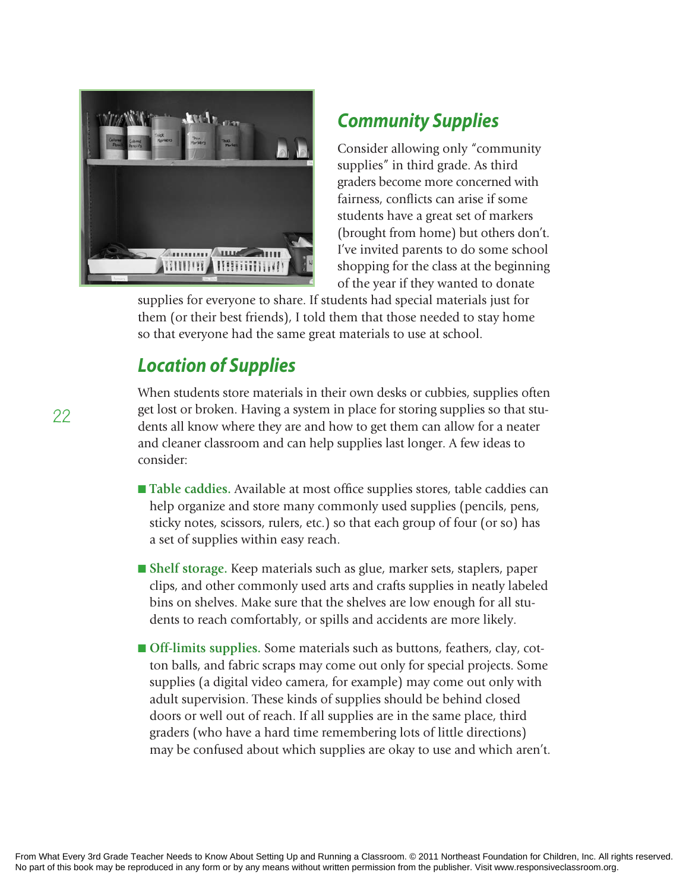## Community Supplies

Consider allowing only "community supplies" in third grade. As third graders become more concerned with fairness, conflicts can arise if some students have a great set of markers (brought from home) but others don't. I've invited parents to do some school shopping for the class at the beginning of the year if they wanted to donate supplies for everyone to share. If students had special materials just for them (or their best friends), I told them that those needed to stay home so that everyone had the same great materials to use at school.

## Location of Supplies

When students store materials in their own desks or cubbies, supplies often get lost or broken. Having a system in place for storing supplies so that students all know where they are and how to get them can allow for a neater and cleaner classroom and can help supplies last longer. A few ideas to consider:

- **Table caddies.** Available at most office supplies stores, table caddies can help organize and store many commonly used supplies (pencils, pens, sticky notes, scissors, rulers, etc.) so that each group of four (or so) has a set of supplies within easy reach.
- **Shelf storage.** Keep materials such as glue, marker sets, staplers, paper clips, and other commonly used arts and crafts supplies in neatly labeled bins on shelves. Make sure that the shelves are low enough for all students to reach comfortably, or spills and accidents are more likely.
- **Off-limits supplies.** Some materials such as buttons, feathers, clay, cotton balls, and fabric scraps may come out only for special projects. Some supplies (a digital video camera, for example) may come out only with adult supervision. These kinds of supplies should be behind closed doors or well out of reach. If all supplies are in the same place, third graders (who have a hard time remembering lots of little directions) may be confused about which supplies are okay to use and which aren't.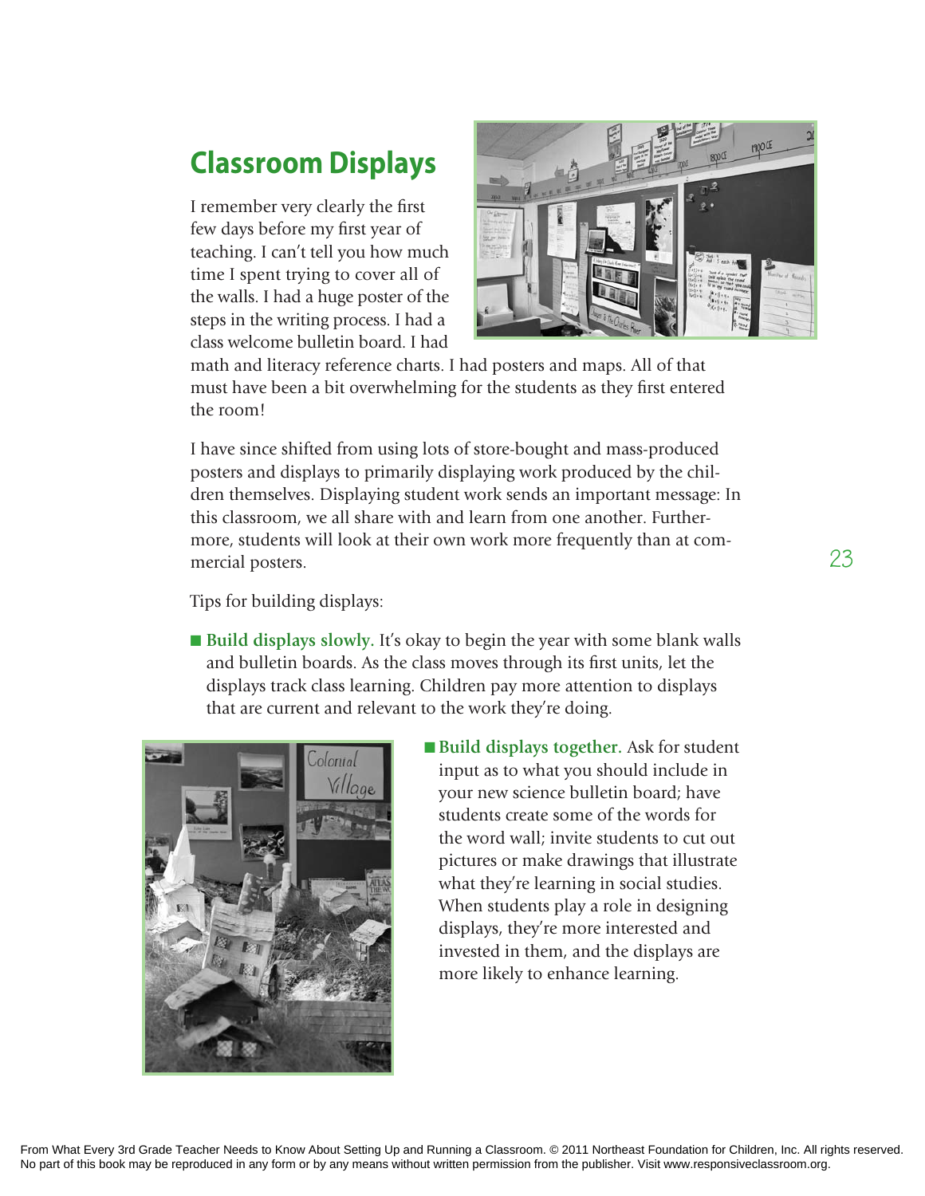## Classroom Displays

I remember very clearly the first few days before my first year of teaching. I can't tell you how much time I spent trying to cover all of the walls. I had a huge poster of the steps in the writing process. I had a class welcome bulletin board. I had math and literacy reference charts. I had posters and maps. All of that must have been a bit overwhelming for the students as they first entered the room!

I have since shifted from using lots of store-bought and mass-produced posters and displays to primarily displaying work produced by the children themselves. Displaying student work sends an important message: In this classroom, we all share with and learn from one another. Furthermore, students will look at their own work more frequently than at commercial posters.

Tips for building displays:

- **Build displays slowly.** It's okay to begin the year with some blank walls and bulletin boards. As the class moves through its first units, let the displays track class learning. Children pay more attention to displays that are current and relevant to the work they're doing.
- **Build displays together.** Ask for student input as to what you should include in your new science bulletin board; have students create some of the words for the word wall; invite students to cut out pictures or make drawings that illustrate what they're learning in social studies. When students play a role in designing displays, they're more interested and invested in them, and the displays are more likely to enhance learning.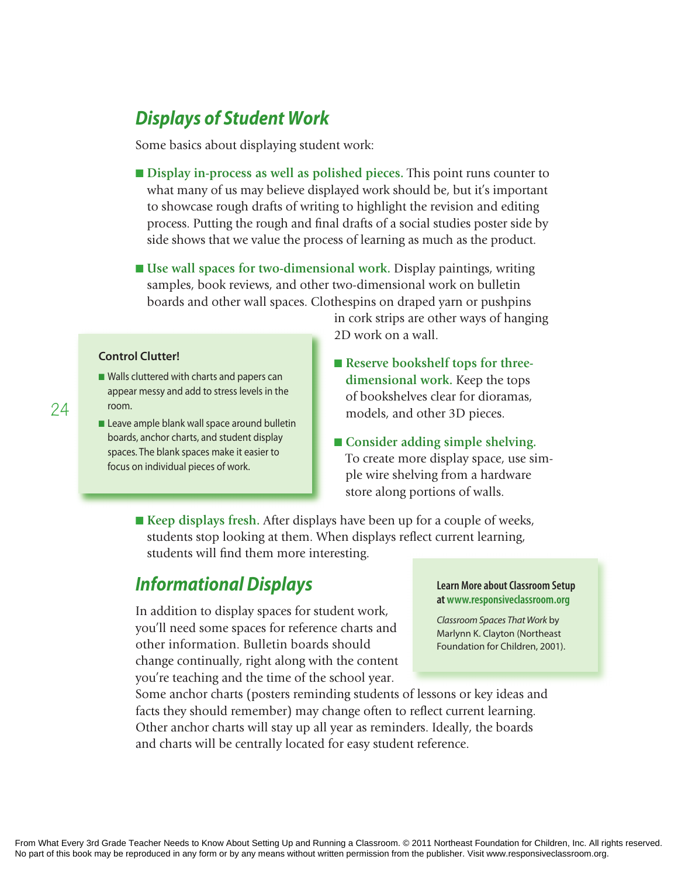## *Displays of Student Work*

Some basics about displaying student work:

- **Display in-process as well as polished pieces.** This point runs counter to what many of us may believe displayed work should be, but it's important to showcase rough drafts of writing to highlight the revision and editing process. Putting the rough and final drafts of a social studies poster side by side shows that we value the process of learning as much as the product.

- **Use wall spaces for two-dimensional work.** Display paintings, writing samples, book reviews, and other two-dimensional work on bulletin boards and other wall spaces. Clothespins on draped yarn or pushpins in cork strips are other ways of hanging 2D work on a wall.

- **Reserve bookshelf tops for three-dimensional work.** Keep the tops of bookshelves clear for dioramas, models, and other 3D pieces.

- **Consider adding simple shelving.** To create more display space, use simple wire shelving from a hardware store along portions of walls.

- **Keep displays fresh.** After displays have been up for a couple of weeks, students stop looking at them. When displays reflect current learning, students will find them more interesting.

> **Control Clutter!**
>
> - Walls cluttered with charts and papers can appear messy and add to stress levels in the room.
> - Leave ample blank wall space around bulletin boards, anchor charts, and student display spaces. The blank spaces make it easier to focus on individual pieces of work.

## *Informational Displays*

In addition to display spaces for student work, you'll need some spaces for reference charts and other information. Bulletin boards should change continually, right along with the content you're teaching and the time of the school year. Some anchor charts (posters reminding students of lessons or key ideas and facts they should remember) may change often to reflect current learning. Other anchor charts will stay up all year as reminders. Ideally, the boards and charts will be centrally located for easy student reference.

> **Learn More about Classroom Setup at www.responsiveclassroom.org**
>
> *Classroom Spaces That Work* by Marlynn K. Clayton (Northeast Foundation for Children, 2001).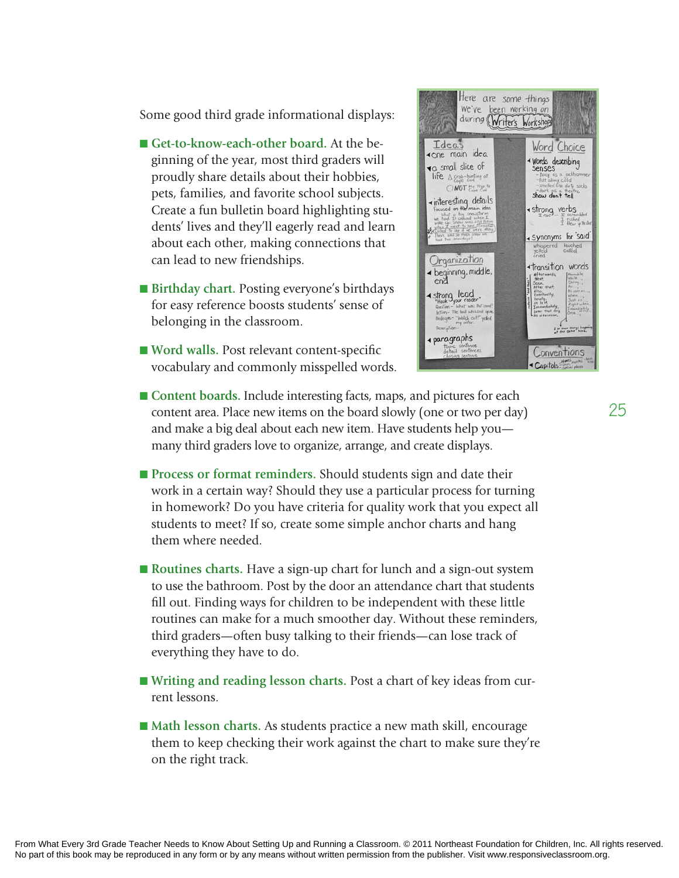Some good third grade informational displays:

- **Get-to-know-each-other board.** At the beginning of the year, most third graders will proudly share details about their hobbies, pets, families, and favorite school subjects. Create a fun bulletin board highlighting students' lives and they'll eagerly read and learn about each other, making connections that can lead to new friendships.
- **Birthday chart.** Posting everyone's birthdays for easy reference boosts students' sense of belonging in the classroom.
- **Word walls.** Post relevant content-specific vocabulary and commonly misspelled words.
- **Content boards.** Include interesting facts, maps, and pictures for each content area. Place new items on the board slowly (one or two per day) and make a big deal about each new item. Have students help you—many third graders love to organize, arrange, and create displays.
- **Process or format reminders.** Should students sign and date their work in a certain way? Should they use a particular process for turning in homework? Do you have criteria for quality work that you expect all students to meet? If so, create some simple anchor charts and hang them where needed.
- **Routines charts.** Have a sign-up chart for lunch and a sign-out system to use the bathroom. Post by the door an attendance chart that students fill out. Finding ways for children to be independent with these little routines can make for a much smoother day. Without these reminders, third graders—often busy talking to their friends—can lose track of everything they have to do.
- **Writing and reading lesson charts.** Post a chart of key ideas from current lessons.
- **Math lesson charts.** As students practice a new math skill, encourage them to keep checking their work against the chart to make sure they're on the right track.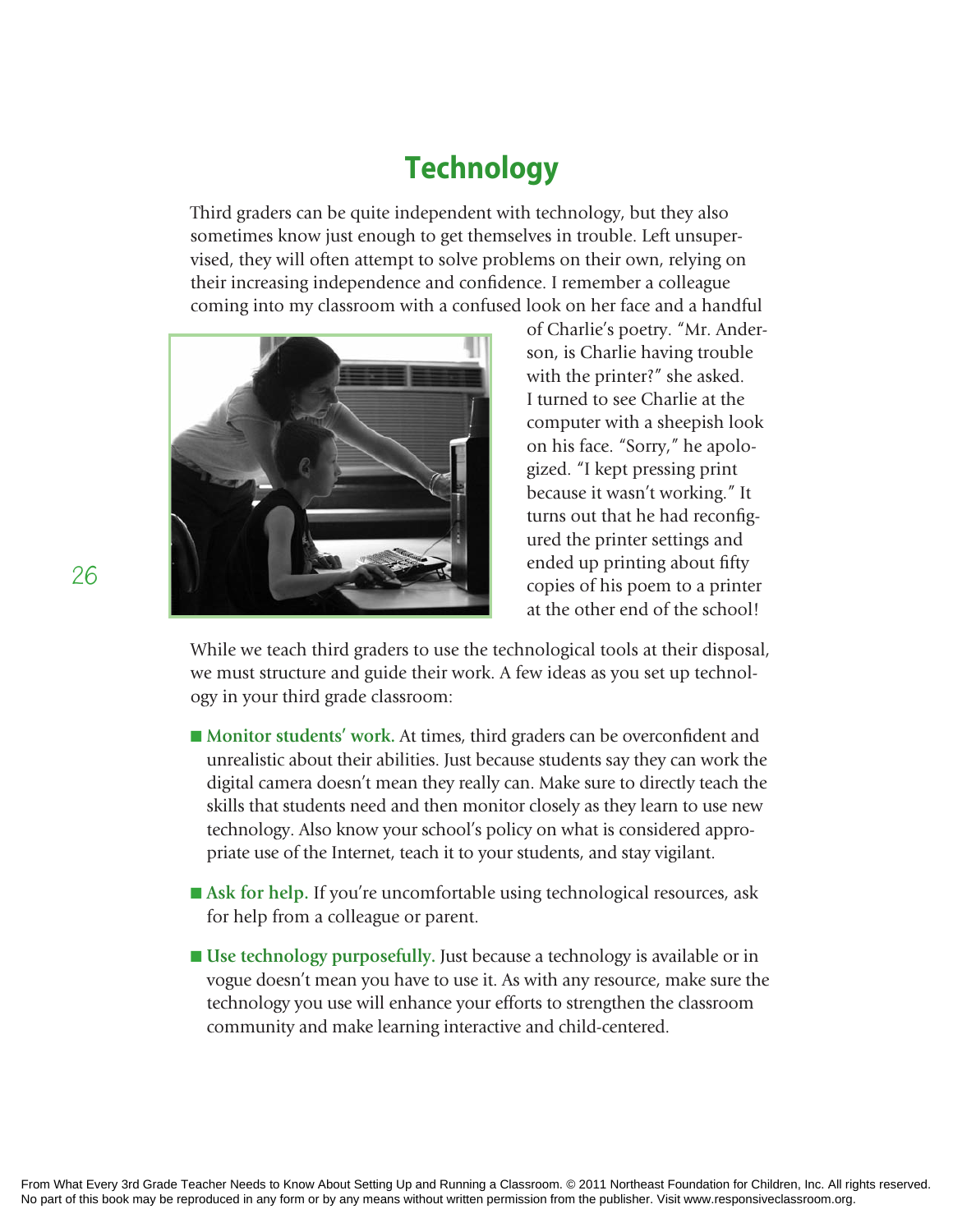# Technology

Third graders can be quite independent with technology, but they also sometimes know just enough to get themselves in trouble. Left unsupervised, they will often attempt to solve problems on their own, relying on their increasing independence and confidence. I remember a colleague coming into my classroom with a confused look on her face and a handful of Charlie's poetry. "Mr. Anderson, is Charlie having trouble with the printer?" she asked. I turned to see Charlie at the computer with a sheepish look on his face. "Sorry," he apologized. "I kept pressing print because it wasn't working." It turns out that he had reconfigured the printer settings and ended up printing about fifty copies of his poem to a printer at the other end of the school!

While we teach third graders to use the technological tools at their disposal, we must structure and guide their work. A few ideas as you set up technology in your third grade classroom:

- **Monitor students' work.** At times, third graders can be overconfident and unrealistic about their abilities. Just because students say they can work the digital camera doesn't mean they really can. Make sure to directly teach the skills that students need and then monitor closely as they learn to use new technology. Also know your school's policy on what is considered appropriate use of the Internet, teach it to your students, and stay vigilant.

- **Ask for help.** If you're uncomfortable using technological resources, ask for help from a colleague or parent.

- **Use technology purposefully.** Just because a technology is available or in vogue doesn't mean you have to use it. As with any resource, make sure the technology you use will enhance your efforts to strengthen the classroom community and make learning interactive and child-centered.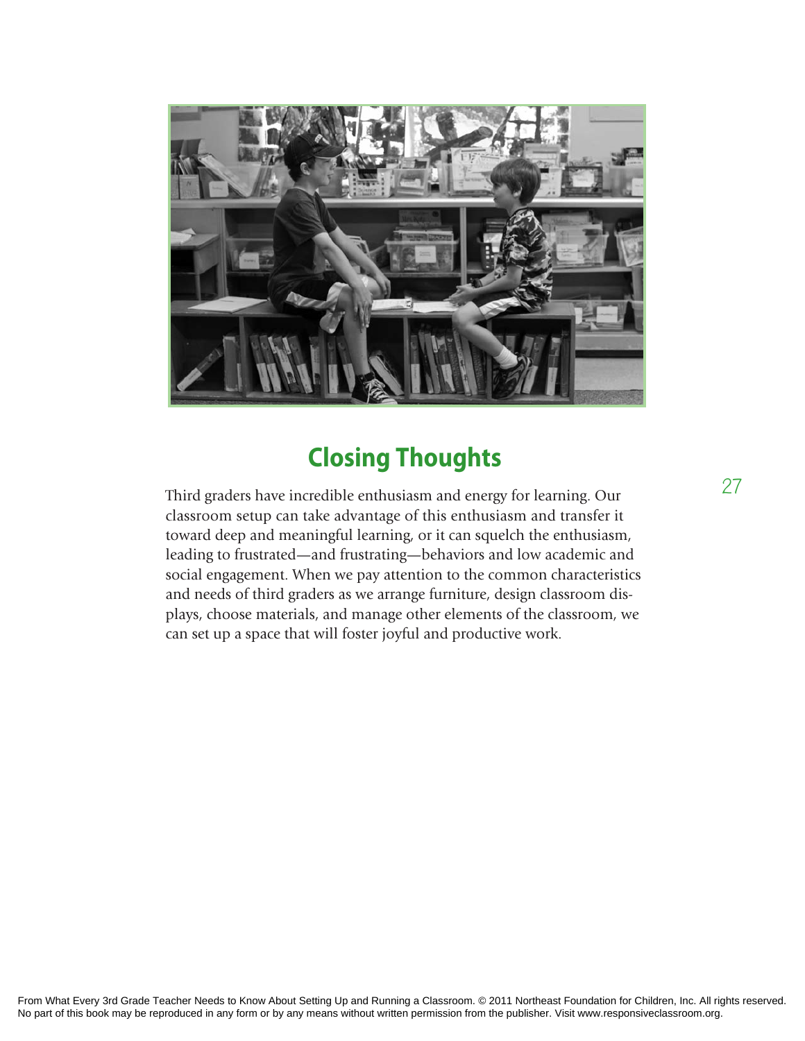## Closing Thoughts

Third graders have incredible enthusiasm and energy for learning. Our classroom setup can take advantage of this enthusiasm and transfer it toward deep and meaningful learning, or it can squelch the enthusiasm, leading to frustrated—and frustrating—behaviors and low academic and social engagement. When we pay attention to the common characteristics and needs of third graders as we arrange furniture, design classroom displays, choose materials, and manage other elements of the classroom, we can set up a space that will foster joyful and productive work.